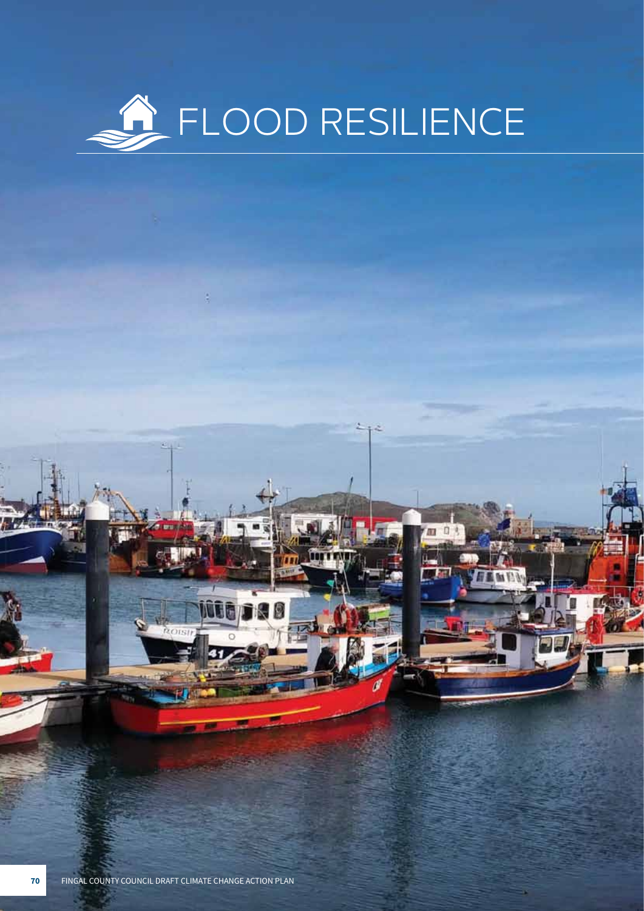# FLOOD RESILIENCE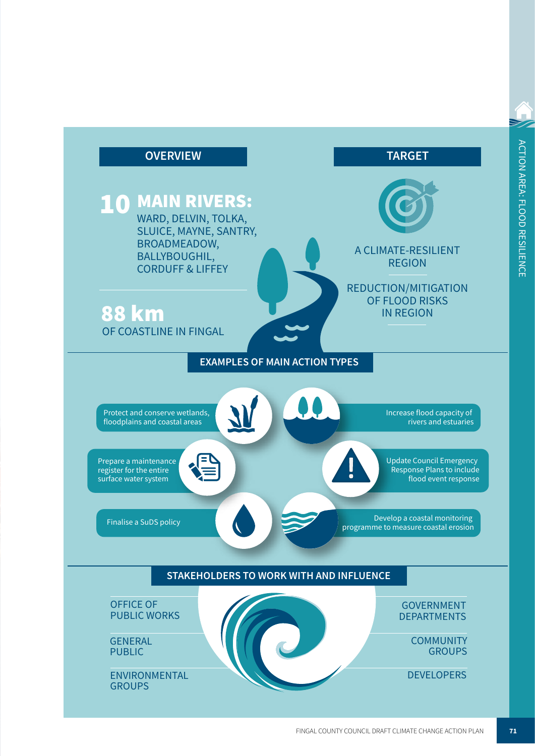## OVERVIEW

**10 MAIN RIVERS:**
WARD, DELVIN, TOLKA, SLUICE, MAYNE, SANTRY, BROADMEADOW, BALLYBOUGHIL, CORDUFF & LIFFEY

**88 km**
OF COASTLINE IN FINGAL

## TARGET

A CLIMATE-RESILIENT REGION

REDUCTION/MITIGATION OF FLOOD RISKS IN REGION

## EXAMPLES OF MAIN ACTION TYPES

- Protect and conserve wetlands, floodplains and coastal areas
- Increase flood capacity of rivers and estuaries
- Prepare a maintenance register for the entire surface water system
- Update Council Emergency Response Plans to include flood event response
- Finalise a SuDS policy
- Develop a coastal monitoring programme to measure coastal erosion

## STAKEHOLDERS TO WORK WITH AND INFLUENCE

- OFFICE OF PUBLIC WORKS
- GOVERNMENT DEPARTMENTS
- GENERAL PUBLIC
- COMMUNITY GROUPS
- ENVIRONMENTAL GROUPS
- DEVELOPERS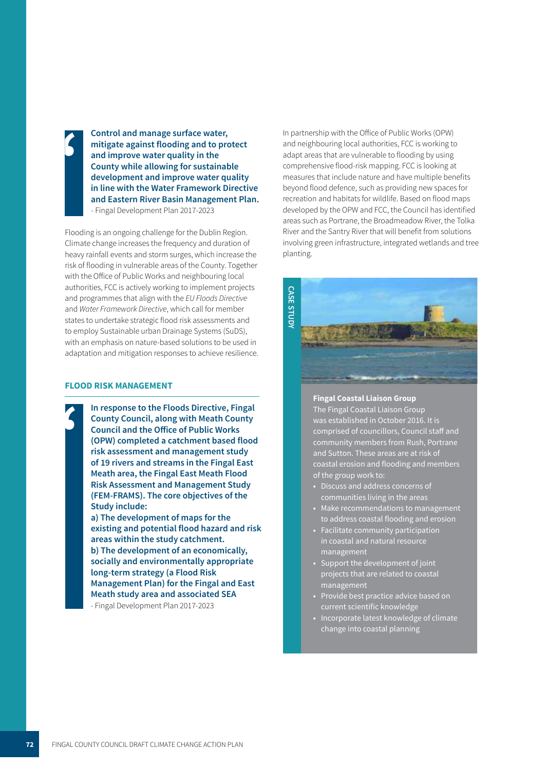> **Control and manage surface water, mitigate against flooding and to protect and improve water quality in the County while allowing for sustainable development and improve water quality in line with the Water Framework Directive and Eastern River Basin Management Plan.**
>
> \- Fingal Development Plan 2017-2023

Flooding is an ongoing challenge for the Dublin Region. Climate change increases the frequency and duration of heavy rainfall events and storm surges, which increase the risk of flooding in vulnerable areas of the County. Together with the Office of Public Works and neighbouring local authorities, FCC is actively working to implement projects and programmes that align with the *EU Floods Directive* and *Water Framework Directive*, which call for member states to undertake strategic flood risk assessments and to employ Sustainable urban Drainage Systems (SuDS), with an emphasis on nature-based solutions to be used in adaptation and mitigation responses to achieve resilience.

### FLOOD RISK MANAGEMENT

> **In response to the Floods Directive, Fingal County Council, along with Meath County Council and the Office of Public Works (OPW) completed a catchment based flood risk assessment and management study of 19 rivers and streams in the Fingal East Meath area, the Fingal East Meath Flood Risk Assessment and Management Study (FEM-FRAMS). The core objectives of the Study include:**
>
> **a) The development of maps for the existing and potential flood hazard and risk areas within the study catchment.**
>
> **b) The development of an economically, socially and environmentally appropriate long-term strategy (a Flood Risk Management Plan) for the Fingal and East Meath study area and associated SEA**
>
> \- Fingal Development Plan 2017-2023

In partnership with the Office of Public Works (OPW) and neighbouring local authorities, FCC is working to adapt areas that are vulnerable to flooding by using comprehensive flood-risk mapping. FCC is looking at measures that include nature and have multiple benefits beyond flood defence, such as providing new spaces for recreation and habitats for wildlife. Based on flood maps developed by the OPW and FCC, the Council has identified areas such as Portrane, the Broadmeadow River, the Tolka River and the Santry River that will benefit from solutions involving green infrastructure, integrated wetlands and tree planting.

CASE STUDY

**Fingal Coastal Liaison Group**

The Fingal Coastal Liaison Group was established in October 2016. It is comprised of councillors, Council staff and community members from Rush, Portrane and Sutton. These areas are at risk of coastal erosion and flooding and members of the group work to:

- Discuss and address concerns of communities living in the areas
- Make recommendations to management to address coastal flooding and erosion
- Facilitate community participation in coastal and natural resource management
- Support the development of joint projects that are related to coastal management
- Provide best practice advice based on current scientific knowledge
- Incorporate latest knowledge of climate change into coastal planning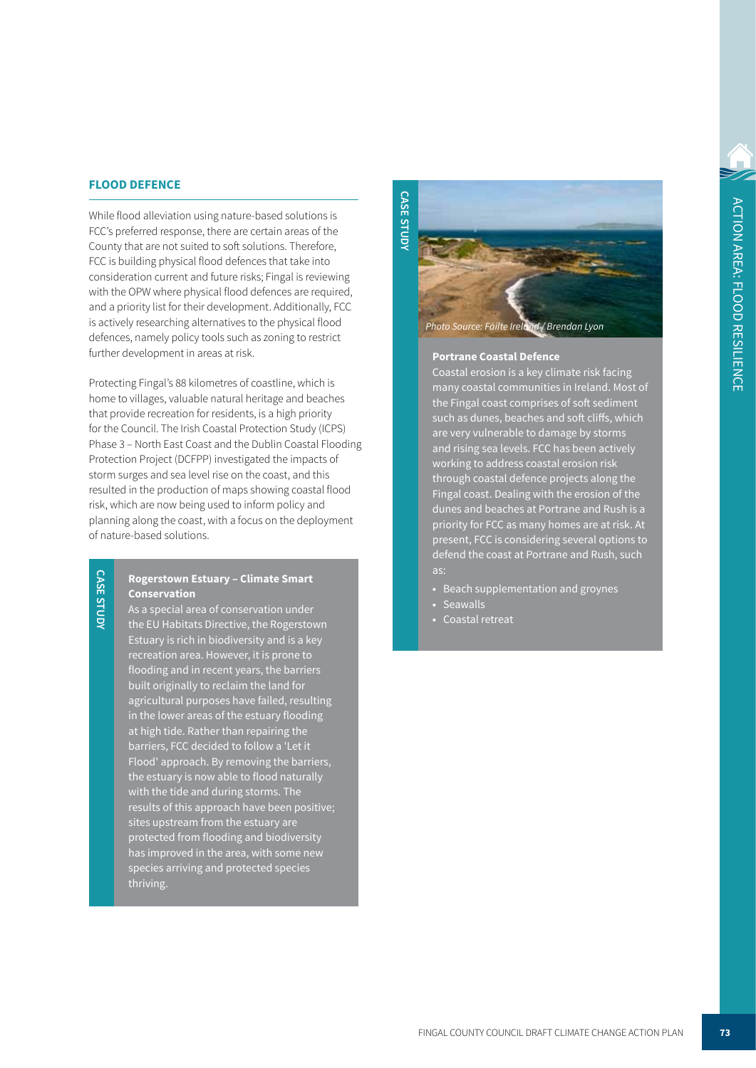## FLOOD DEFENCE

While flood alleviation using nature-based solutions is FCC's preferred response, there are certain areas of the County that are not suited to soft solutions. Therefore, FCC is building physical flood defences that take into consideration current and future risks; Fingal is reviewing with the OPW where physical flood defences are required, and a priority list for their development. Additionally, FCC is actively researching alternatives to the physical flood defences, namely policy tools such as zoning to restrict further development in areas at risk.

Protecting Fingal's 88 kilometres of coastline, which is home to villages, valuable natural heritage and beaches that provide recreation for residents, is a high priority for the Council. The Irish Coastal Protection Study (ICPS) Phase 3 – North East Coast and the Dublin Coastal Flooding Protection Project (DCFPP) investigated the impacts of storm surges and sea level rise on the coast, and this resulted in the production of maps showing coastal flood risk, which are now being used to inform policy and planning along the coast, with a focus on the deployment of nature-based solutions.

**CASE STUDY**

### Rogerstown Estuary – Climate Smart Conservation

As a special area of conservation under the EU Habitats Directive, the Rogerstown Estuary is rich in biodiversity and is a key recreation area. However, it is prone to flooding and in recent years, the barriers built originally to reclaim the land for agricultural purposes have failed, resulting in the lower areas of the estuary flooding at high tide. Rather than repairing the barriers, FCC decided to follow a 'Let it Flood' approach. By removing the barriers, the estuary is now able to flood naturally with the tide and during storms. The results of this approach have been positive; sites upstream from the estuary are protected from flooding and biodiversity has improved in the area, with some new species arriving and protected species thriving.

**CASE STUDY**

*Photo Source: Fáilte Ireland / Brendan Lyon*

### Portrane Coastal Defence

Coastal erosion is a key climate risk facing many coastal communities in Ireland. Most of the Fingal coast comprises of soft sediment such as dunes, beaches and soft cliffs, which are very vulnerable to damage by storms and rising sea levels. FCC has been actively working to address coastal erosion risk through coastal defence projects along the Fingal coast. Dealing with the erosion of the dunes and beaches at Portrane and Rush is a priority for FCC as many homes are at risk. At present, FCC is considering several options to defend the coast at Portrane and Rush, such as:

- Beach supplementation and groynes
- Seawalls
- Coastal retreat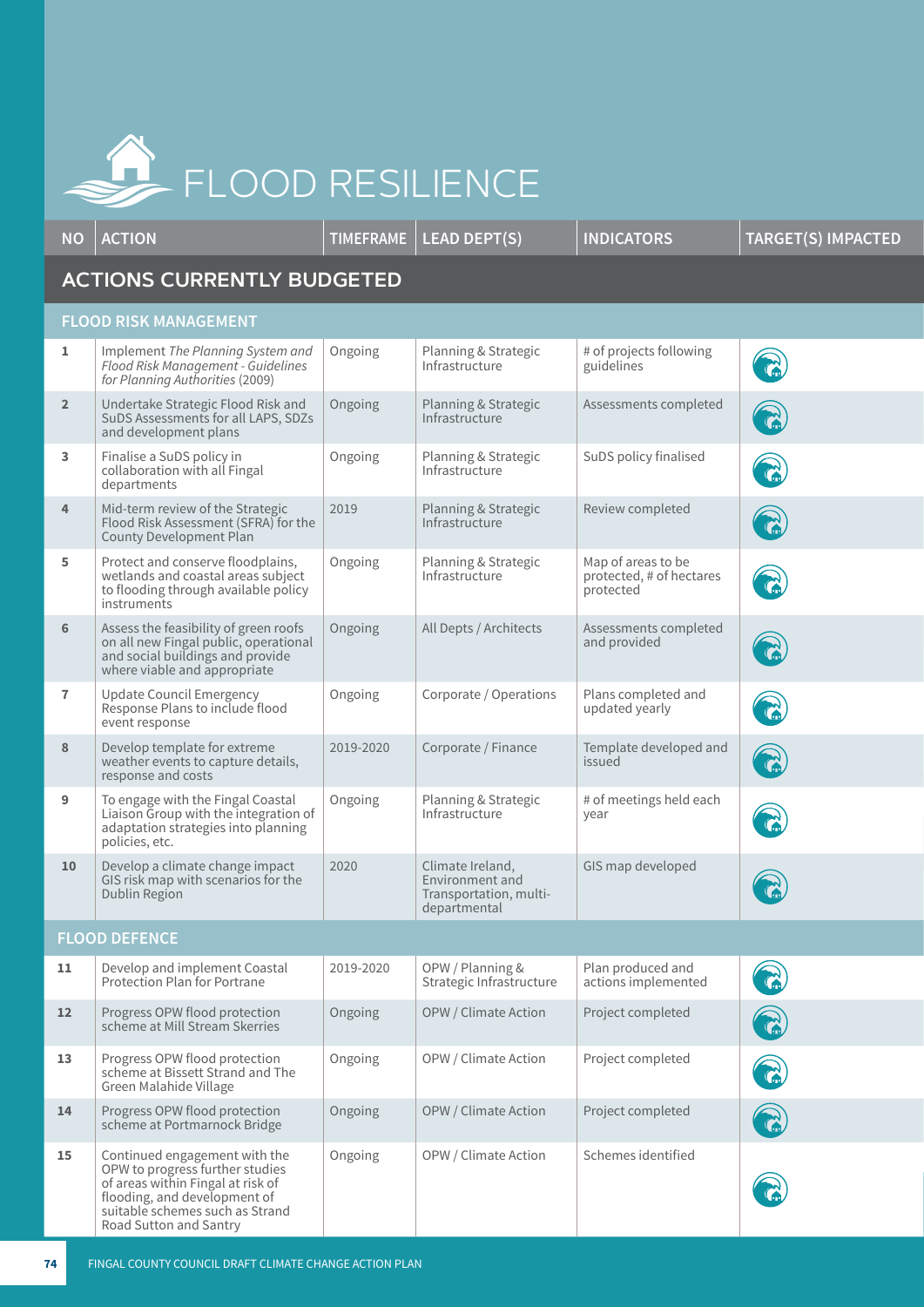# FLOOD RESILIENCE

| NO | ACTION | TIMEFRAME | LEAD DEPT(S) | INDICATORS | TARGET(S) IMPACTED |
|---|---|---|---|---|---|
| **ACTIONS CURRENTLY BUDGETED** | | | | | |
| **FLOOD RISK MANAGEMENT** | | | | | |
| 1 | Implement *The Planning System and Flood Risk Management - Guidelines for Planning Authorities* (2009) | Ongoing | Planning & Strategic Infrastructure | # of projects following guidelines | |
| 2 | Undertake Strategic Flood Risk and SuDS Assessments for all LAPS, SDZs and development plans | Ongoing | Planning & Strategic Infrastructure | Assessments completed | |
| 3 | Finalise a SuDS policy in collaboration with all Fingal departments | Ongoing | Planning & Strategic Infrastructure | SuDS policy finalised | |
| 4 | Mid-term review of the Strategic Flood Risk Assessment (SFRA) for the County Development Plan | 2019 | Planning & Strategic Infrastructure | Review completed | |
| 5 | Protect and conserve floodplains, wetlands and coastal areas subject to flooding through available policy instruments | Ongoing | Planning & Strategic Infrastructure | Map of areas to be protected, # of hectares protected | |
| 6 | Assess the feasibility of green roofs on all new Fingal public, operational and social buildings and provide where viable and appropriate | Ongoing | All Depts / Architects | Assessments completed and provided | |
| 7 | Update Council Emergency Response Plans to include flood event response | Ongoing | Corporate / Operations | Plans completed and updated yearly | |
| 8 | Develop template for extreme weather events to capture details, response and costs | 2019-2020 | Corporate / Finance | Template developed and issued | |
| 9 | To engage with the Fingal Coastal Liaison Group with the integration of adaptation strategies into planning policies, etc. | Ongoing | Planning & Strategic Infrastructure | # of meetings held each year | |
| 10 | Develop a climate change impact GIS risk map with scenarios for the Dublin Region | 2020 | Climate Ireland, Environment and Transportation, multi-departmental | GIS map developed | |
| **FLOOD DEFENCE** | | | | | |
| 11 | Develop and implement Coastal Protection Plan for Portrane | 2019-2020 | OPW / Planning & Strategic Infrastructure | Plan produced and actions implemented | |
| 12 | Progress OPW flood protection scheme at Mill Stream Skerries | Ongoing | OPW / Climate Action | Project completed | |
| 13 | Progress OPW flood protection scheme at Bissett Strand and The Green Malahide Village | Ongoing | OPW / Climate Action | Project completed | |
| 14 | Progress OPW flood protection scheme at Portmarnock Bridge | Ongoing | OPW / Climate Action | Project completed | |
| 15 | Continued engagement with the OPW to progress further studies of areas within Fingal at risk of flooding, and development of suitable schemes such as Strand Road Sutton and Santry | Ongoing | OPW / Climate Action | Schemes identified | |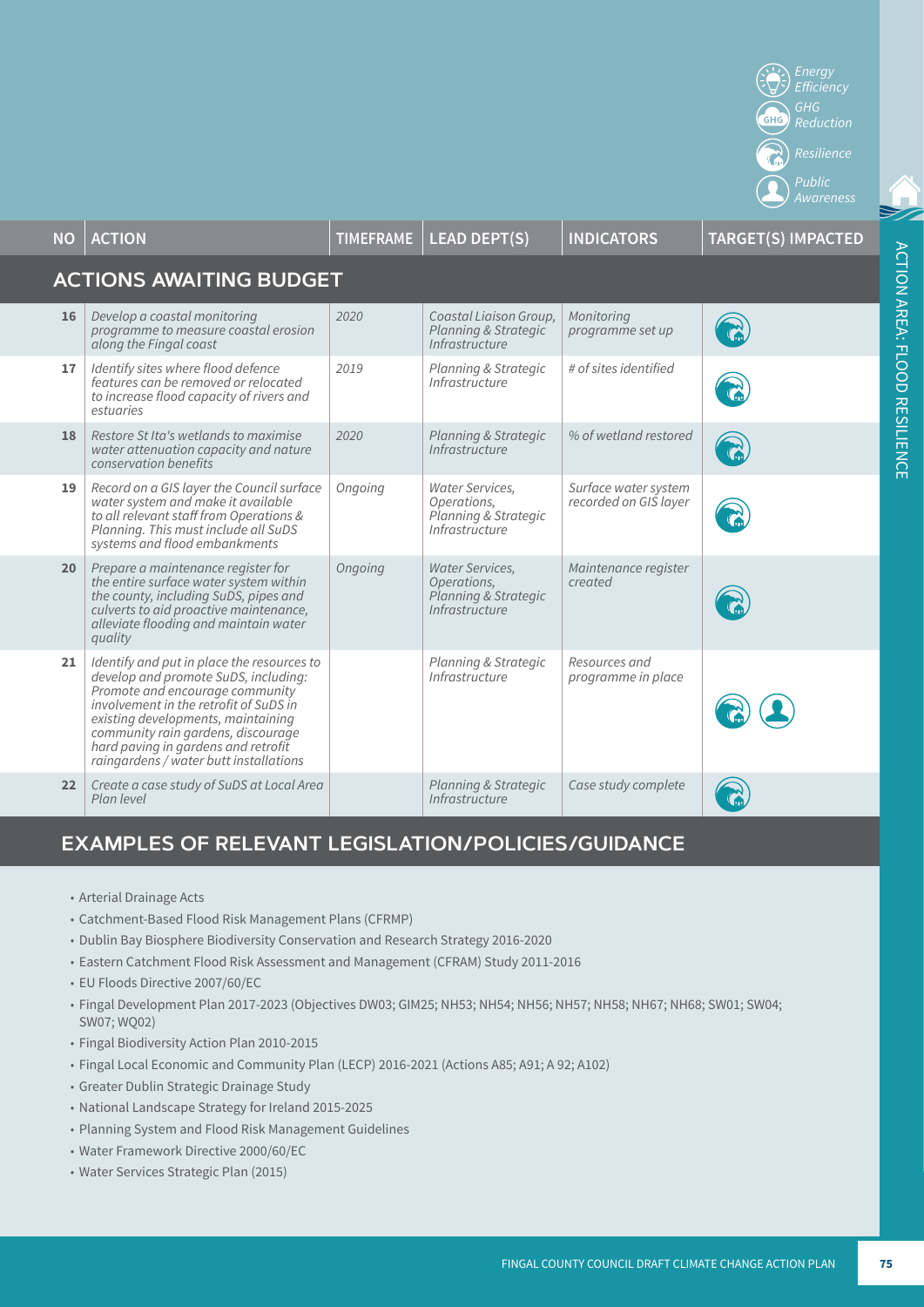Energy Efficiency
GHG Reduction
Resilience
Public Awareness

| NO | ACTION | TIMEFRAME | LEAD DEPT(S) | INDICATORS | TARGET(S) IMPACTED |
|---|---|---|---|---|---|
| **ACTIONS AWAITING BUDGET** | | | | | |
| 16 | *Develop a coastal monitoring programme to measure coastal erosion along the Fingal coast* | *2020* | *Coastal Liaison Group, Planning & Strategic Infrastructure* | *Monitoring programme set up* | Resilience |
| 17 | *Identify sites where flood defence features can be removed or relocated to increase flood capacity of rivers and estuaries* | *2019* | *Planning & Strategic Infrastructure* | *# of sites identified* | Resilience |
| 18 | *Restore St Ita's wetlands to maximise water attenuation capacity and nature conservation benefits* | *2020* | *Planning & Strategic Infrastructure* | *% of wetland restored* | Resilience |
| 19 | *Record on a GIS layer the Council surface water system and make it available to all relevant staff from Operations & Planning. This must include all SuDS systems and flood embankments* | *Ongoing* | *Water Services, Operations, Planning & Strategic Infrastructure* | *Surface water system recorded on GIS layer* | Resilience |
| 20 | *Prepare a maintenance register for the entire surface water system within the county, including SuDS, pipes and culverts to aid proactive maintenance, alleviate flooding and maintain water quality* | *Ongoing* | *Water Services, Operations, Planning & Strategic Infrastructure* | *Maintenance register created* | Resilience |
| 21 | *Identify and put in place the resources to develop and promote SuDS, including: Promote and encourage community involvement in the retrofit of SuDS in existing developments, maintaining community rain gardens, discourage hard paving in gardens and retrofit raingardens / water butt installations* | | *Planning & Strategic Infrastructure* | *Resources and programme in place* | Resilience, Public Awareness |
| 22 | *Create a case study of SuDS at Local Area Plan level* | | *Planning & Strategic Infrastructure* | *Case study complete* | Resilience |

## EXAMPLES OF RELEVANT LEGISLATION/POLICIES/GUIDANCE

- Arterial Drainage Acts
- Catchment-Based Flood Risk Management Plans (CFRMP)
- Dublin Bay Biosphere Biodiversity Conservation and Research Strategy 2016-2020
- Eastern Catchment Flood Risk Assessment and Management (CFRAM) Study 2011-2016
- EU Floods Directive 2007/60/EC
- Fingal Development Plan 2017-2023 (Objectives DW03; GIM25; NH53; NH54; NH56; NH57; NH58; NH67; NH68; SW01; SW04; SW07; WQ02)
- Fingal Biodiversity Action Plan 2010-2015
- Fingal Local Economic and Community Plan (LECP) 2016-2021 (Actions A85; A91; A 92; A102)
- Greater Dublin Strategic Drainage Study
- National Landscape Strategy for Ireland 2015-2025
- Planning System and Flood Risk Management Guidelines
- Water Framework Directive 2000/60/EC
- Water Services Strategic Plan (2015)